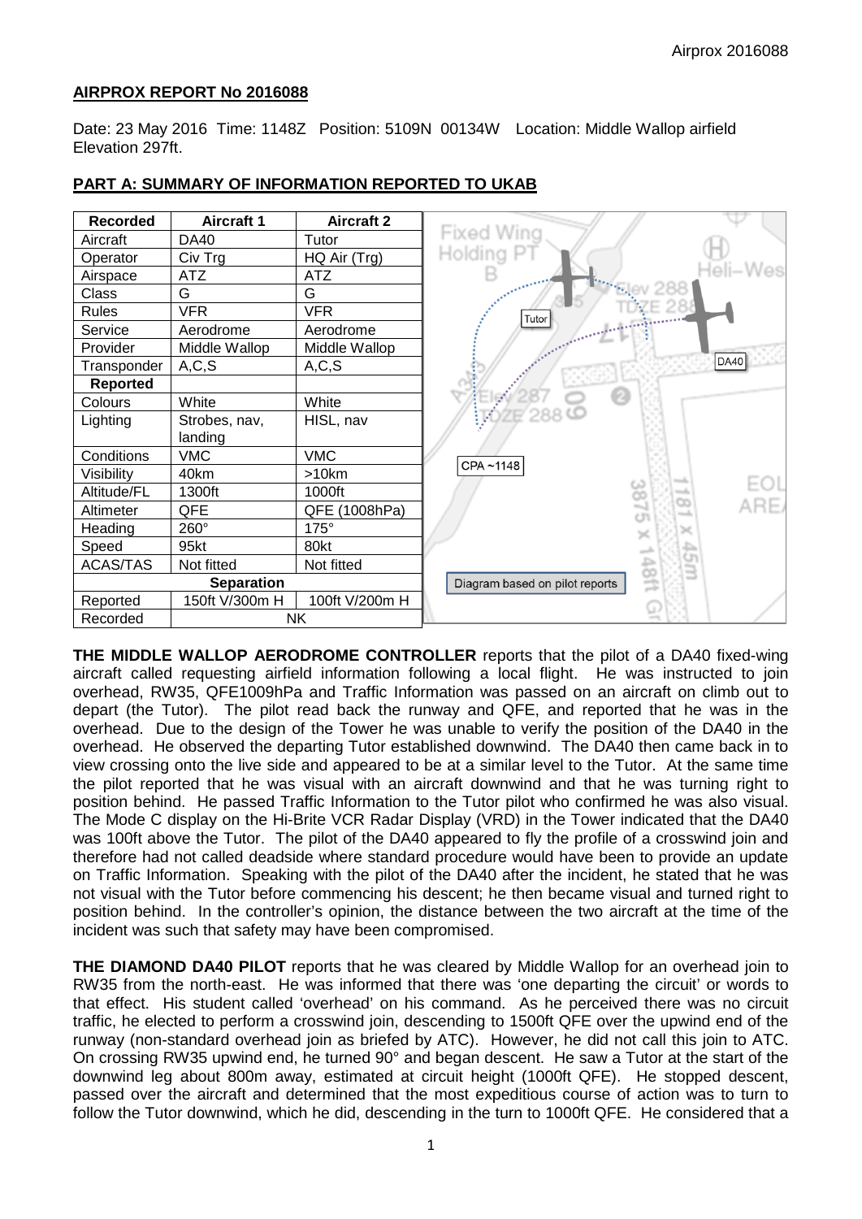Airprox 2016088

**AIRPROX REPORT No 2016088**

Date: 23 May 2016 Time: 1148Z Position: 5109N 00134W Location: Middle Wallop airfield Elevation 297ft.

**PART A: SUMMARY OF INFORMATION REPORTED TO UKAB**

| Recorded | Aircraft 1 | Aircraft 2 |
|---|---|---|
| Aircraft | DA40 | Tutor |
| Operator | Civ Trg | HQ Air (Trg) |
| Airspace | ATZ | ATZ |
| Class | G | G |
| Rules | VFR | VFR |
| Service | Aerodrome | Aerodrome |
| Provider | Middle Wallop | Middle Wallop |
| Transponder | A,C,S | A,C,S |
| **Reported** | | |
| Colours | White | White |
| Lighting | Strobes, nav, landing | HISL, nav |
| Conditions | VMC | VMC |
| Visibility | 40km | >10km |
| Altitude/FL | 1300ft | 1000ft |
| Altimeter | QFE | QFE (1008hPa) |
| Heading | 260° | 175° |
| Speed | 95kt | 80kt |
| ACAS/TAS | Not fitted | Not fitted |
| **Separation** | | |
| Reported | 150ft V/300m H | 100ft V/200m H |
| Recorded | NK | |

Diagram based on pilot reports

**THE MIDDLE WALLOP AERODROME CONTROLLER** reports that the pilot of a DA40 fixed-wing aircraft called requesting airfield information following a local flight. He was instructed to join overhead, RW35, QFE1009hPa and Traffic Information was passed on an aircraft on climb out to depart (the Tutor). The pilot read back the runway and QFE, and reported that he was in the overhead. Due to the design of the Tower he was unable to verify the position of the DA40 in the overhead. He observed the departing Tutor established downwind. The DA40 then came back in to view crossing onto the live side and appeared to be at a similar level to the Tutor. At the same time the pilot reported that he was visual with an aircraft downwind and that he was turning right to position behind. He passed Traffic Information to the Tutor pilot who confirmed he was also visual. The Mode C display on the Hi-Brite VCR Radar Display (VRD) in the Tower indicated that the DA40 was 100ft above the Tutor. The pilot of the DA40 appeared to fly the profile of a crosswind join and therefore had not called deadside where standard procedure would have been to provide an update on Traffic Information. Speaking with the pilot of the DA40 after the incident, he stated that he was not visual with the Tutor before commencing his descent; he then became visual and turned right to position behind. In the controller's opinion, the distance between the two aircraft at the time of the incident was such that safety may have been compromised.

**THE DIAMOND DA40 PILOT** reports that he was cleared by Middle Wallop for an overhead join to RW35 from the north-east. He was informed that there was 'one departing the circuit' or words to that effect. His student called 'overhead' on his command. As he perceived there was no circuit traffic, he elected to perform a crosswind join, descending to 1500ft QFE over the upwind end of the runway (non-standard overhead join as briefed by ATC). However, he did not call this join to ATC. On crossing RW35 upwind end, he turned 90° and began descent. He saw a Tutor at the start of the downwind leg about 800m away, estimated at circuit height (1000ft QFE). He stopped descent, passed over the aircraft and determined that the most expeditious course of action was to turn to follow the Tutor downwind, which he did, descending in the turn to 1000ft QFE. He considered that a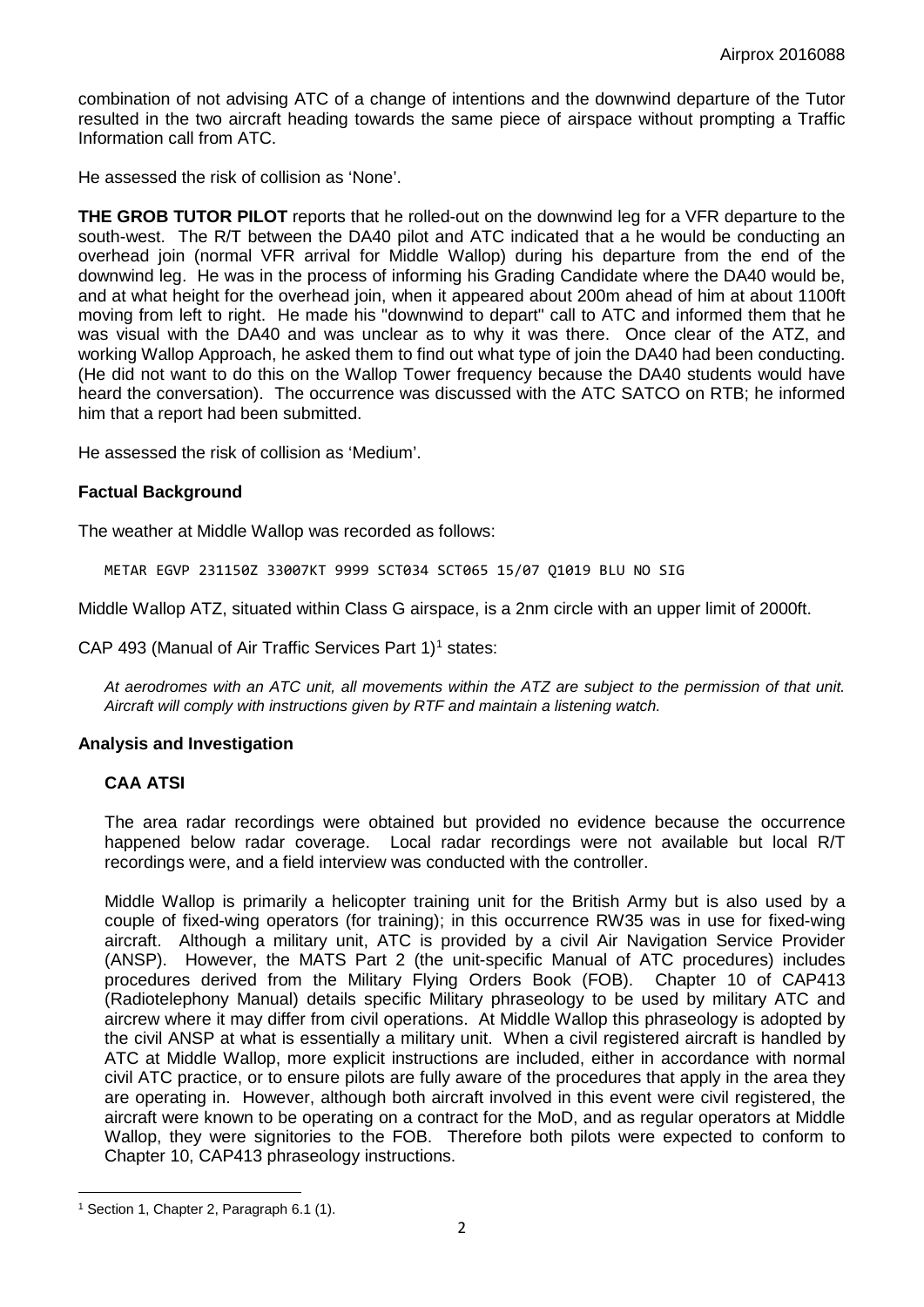combination of not advising ATC of a change of intentions and the downwind departure of the Tutor resulted in the two aircraft heading towards the same piece of airspace without prompting a Traffic Information call from ATC.

He assessed the risk of collision as 'None'.

**THE GROB TUTOR PILOT** reports that he rolled-out on the downwind leg for a VFR departure to the south-west. The R/T between the DA40 pilot and ATC indicated that a he would be conducting an overhead join (normal VFR arrival for Middle Wallop) during his departure from the end of the downwind leg. He was in the process of informing his Grading Candidate where the DA40 would be, and at what height for the overhead join, when it appeared about 200m ahead of him at about 1100ft moving from left to right. He made his "downwind to depart" call to ATC and informed them that he was visual with the DA40 and was unclear as to why it was there. Once clear of the ATZ, and working Wallop Approach, he asked them to find out what type of join the DA40 had been conducting. (He did not want to do this on the Wallop Tower frequency because the DA40 students would have heard the conversation). The occurrence was discussed with the ATC SATCO on RTB; he informed him that a report had been submitted.

He assessed the risk of collision as 'Medium'.

## Factual Background

The weather at Middle Wallop was recorded as follows:

```
METAR EGVP 231150Z 33007KT 9999 SCT034 SCT065 15/07 Q1019 BLU NO SIG
```

Middle Wallop ATZ, situated within Class G airspace, is a 2nm circle with an upper limit of 2000ft.

CAP 493 (Manual of Air Traffic Services Part 1)[1] states:

> *At aerodromes with an ATC unit, all movements within the ATZ are subject to the permission of that unit. Aircraft will comply with instructions given by RTF and maintain a listening watch.*

## Analysis and Investigation

### CAA ATSI

The area radar recordings were obtained but provided no evidence because the occurrence happened below radar coverage. Local radar recordings were not available but local R/T recordings were, and a field interview was conducted with the controller.

Middle Wallop is primarily a helicopter training unit for the British Army but is also used by a couple of fixed-wing operators (for training); in this occurrence RW35 was in use for fixed-wing aircraft. Although a military unit, ATC is provided by a civil Air Navigation Service Provider (ANSP). However, the MATS Part 2 (the unit-specific Manual of ATC procedures) includes procedures derived from the Military Flying Orders Book (FOB). Chapter 10 of CAP413 (Radiotelephony Manual) details specific Military phraseology to be used by military ATC and aircrew where it may differ from civil operations. At Middle Wallop this phraseology is adopted by the civil ANSP at what is essentially a military unit. When a civil registered aircraft is handled by ATC at Middle Wallop, more explicit instructions are included, either in accordance with normal civil ATC practice, or to ensure pilots are fully aware of the procedures that apply in the area they are operating in. However, although both aircraft involved in this event were civil registered, the aircraft were known to be operating on a contract for the MoD, and as regular operators at Middle Wallop, they were signitories to the FOB. Therefore both pilots were expected to conform to Chapter 10, CAP413 phraseology instructions.

---

[1] Section 1, Chapter 2, Paragraph 6.1 (1).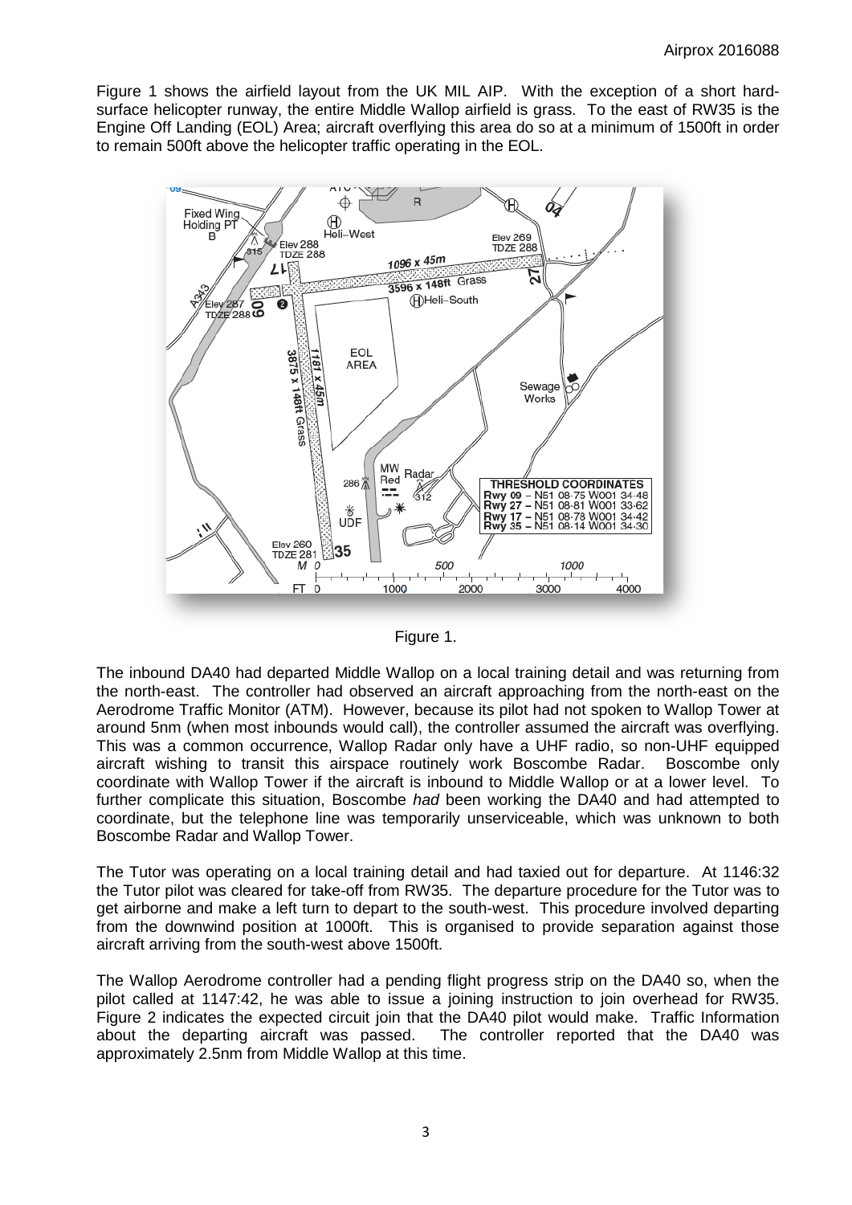Figure 1 shows the airfield layout from the UK MIL AIP. With the exception of a short hard-surface helicopter runway, the entire Middle Wallop airfield is grass. To the east of RW35 is the Engine Off Landing (EOL) Area; aircraft overflying this area do so at a minimum of 1500ft in order to remain 500ft above the helicopter traffic operating in the EOL.

Figure 1.

The inbound DA40 had departed Middle Wallop on a local training detail and was returning from the north-east. The controller had observed an aircraft approaching from the north-east on the Aerodrome Traffic Monitor (ATM). However, because its pilot had not spoken to Wallop Tower at around 5nm (when most inbounds would call), the controller assumed the aircraft was overflying. This was a common occurrence, Wallop Radar only have a UHF radio, so non-UHF equipped aircraft wishing to transit this airspace routinely work Boscombe Radar. Boscombe only coordinate with Wallop Tower if the aircraft is inbound to Middle Wallop or at a lower level. To further complicate this situation, Boscombe *had* been working the DA40 and had attempted to coordinate, but the telephone line was temporarily unserviceable, which was unknown to both Boscombe Radar and Wallop Tower.

The Tutor was operating on a local training detail and had taxied out for departure. At 1146:32 the Tutor pilot was cleared for take-off from RW35. The departure procedure for the Tutor was to get airborne and make a left turn to depart to the south-west. This procedure involved departing from the downwind position at 1000ft. This is organised to provide separation against those aircraft arriving from the south-west above 1500ft.

The Wallop Aerodrome controller had a pending flight progress strip on the DA40 so, when the pilot called at 1147:42, he was able to issue a joining instruction to join overhead for RW35. Figure 2 indicates the expected circuit join that the DA40 pilot would make. Traffic Information about the departing aircraft was passed. The controller reported that the DA40 was approximately 2.5nm from Middle Wallop at this time.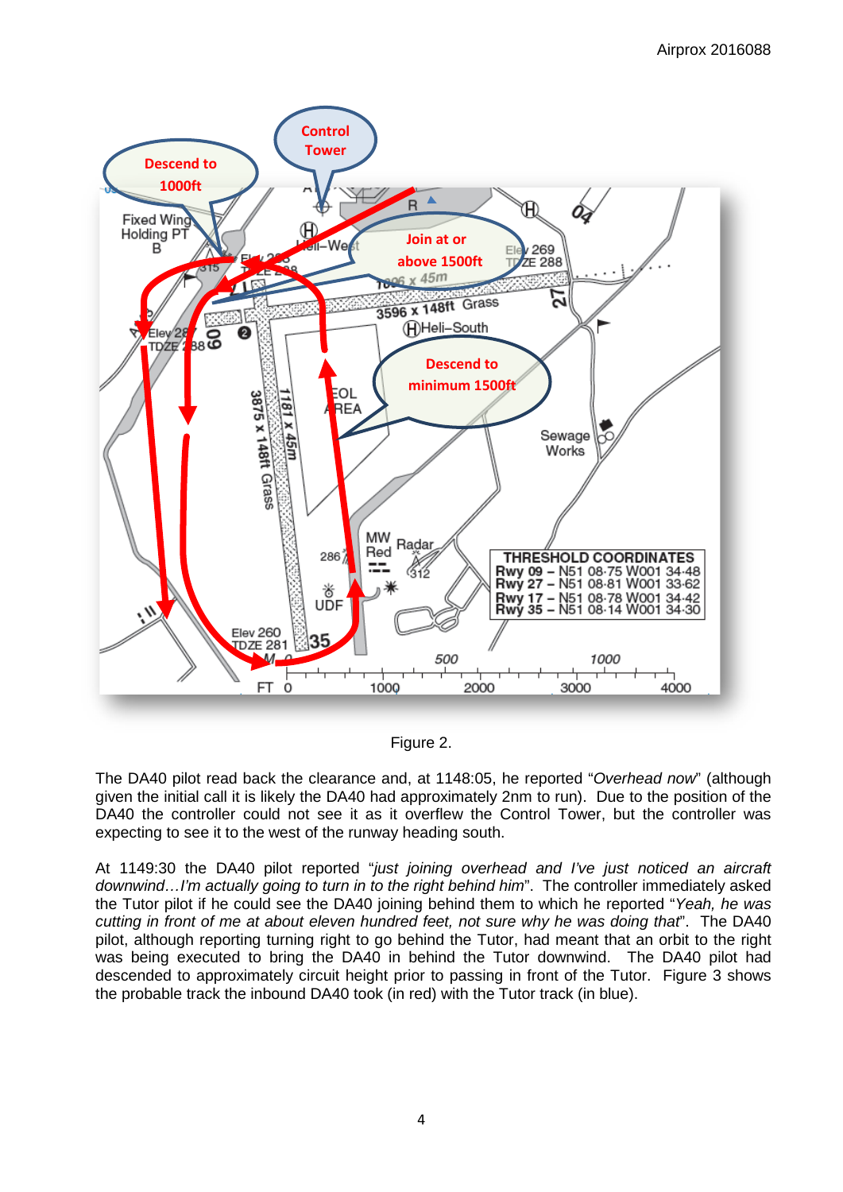Figure 2.

The DA40 pilot read back the clearance and, at 1148:05, he reported "*Overhead now*" (although given the initial call it is likely the DA40 had approximately 2nm to run). Due to the position of the DA40 the controller could not see it as it overflew the Control Tower, but the controller was expecting to see it to the west of the runway heading south.

At 1149:30 the DA40 pilot reported "*just joining overhead and I've just noticed an aircraft downwind…I'm actually going to turn in to the right behind him*". The controller immediately asked the Tutor pilot if he could see the DA40 joining behind them to which he reported "*Yeah, he was cutting in front of me at about eleven hundred feet, not sure why he was doing that*". The DA40 pilot, although reporting turning right to go behind the Tutor, had meant that an orbit to the right was being executed to bring the DA40 in behind the Tutor downwind. The DA40 pilot had descended to approximately circuit height prior to passing in front of the Tutor. Figure 3 shows the probable track the inbound DA40 took (in red) with the Tutor track (in blue).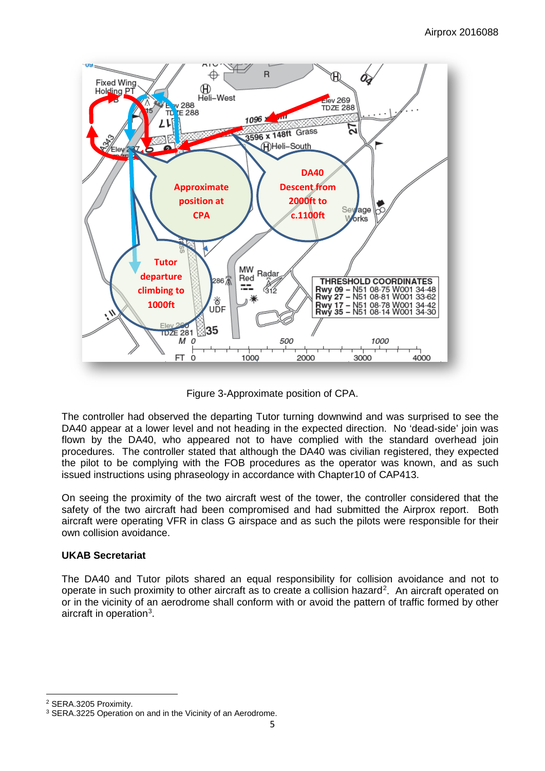Figure 3-Approximate position of CPA.

The controller had observed the departing Tutor turning downwind and was surprised to see the DA40 appear at a lower level and not heading in the expected direction. No 'dead-side' join was flown by the DA40, who appeared not to have complied with the standard overhead join procedures. The controller stated that although the DA40 was civilian registered, they expected the pilot to be complying with the FOB procedures as the operator was known, and as such issued instructions using phraseology in accordance with Chapter10 of CAP413.

On seeing the proximity of the two aircraft west of the tower, the controller considered that the safety of the two aircraft had been compromised and had submitted the Airprox report. Both aircraft were operating VFR in class G airspace and as such the pilots were responsible for their own collision avoidance.

### UKAB Secretariat

The DA40 and Tutor pilots shared an equal responsibility for collision avoidance and not to operate in such proximity to other aircraft as to create a collision hazard[2]. An aircraft operated on or in the vicinity of an aerodrome shall conform with or avoid the pattern of traffic formed by other aircraft in operation[3].

---

[2] SERA.3205 Proximity.

[3] SERA.3225 Operation on and in the Vicinity of an Aerodrome.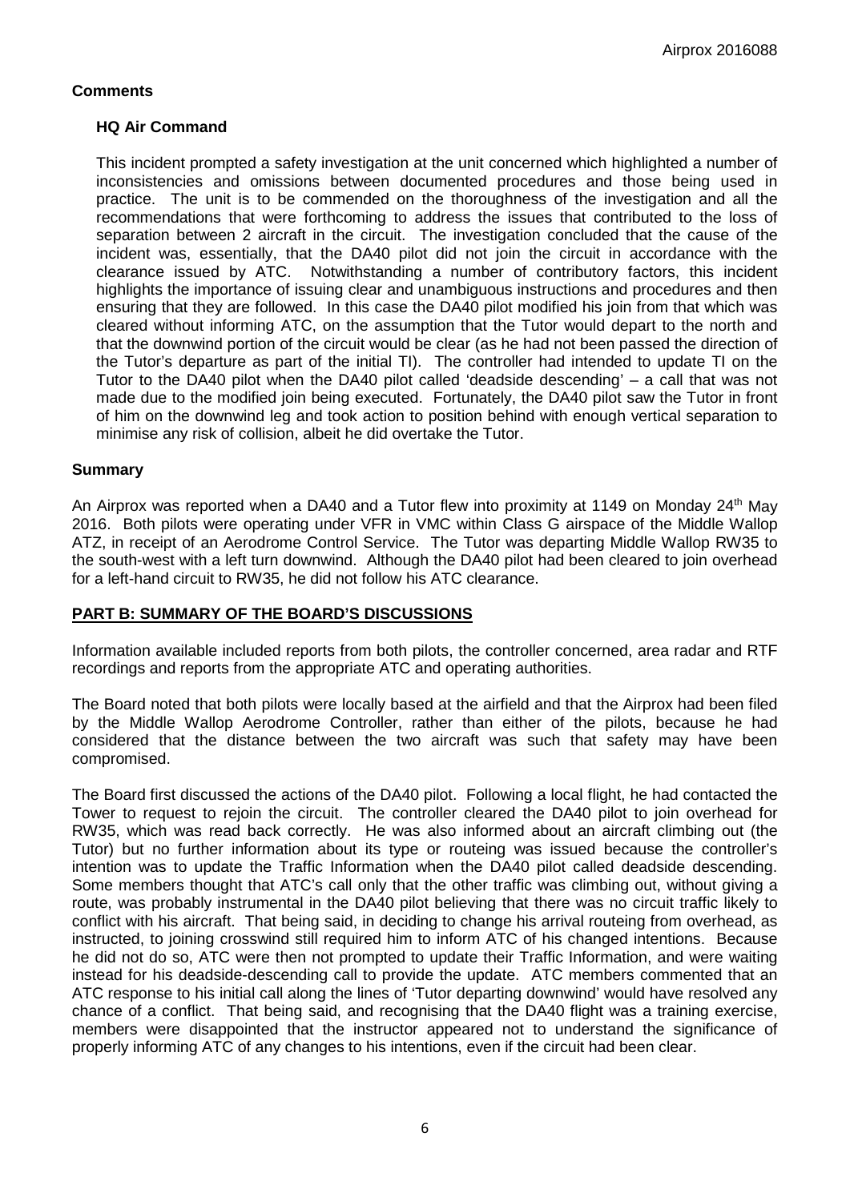## Comments

### HQ Air Command

This incident prompted a safety investigation at the unit concerned which highlighted a number of inconsistencies and omissions between documented procedures and those being used in practice. The unit is to be commended on the thoroughness of the investigation and all the recommendations that were forthcoming to address the issues that contributed to the loss of separation between 2 aircraft in the circuit. The investigation concluded that the cause of the incident was, essentially, that the DA40 pilot did not join the circuit in accordance with the clearance issued by ATC. Notwithstanding a number of contributory factors, this incident highlights the importance of issuing clear and unambiguous instructions and procedures and then ensuring that they are followed. In this case the DA40 pilot modified his join from that which was cleared without informing ATC, on the assumption that the Tutor would depart to the north and that the downwind portion of the circuit would be clear (as he had not been passed the direction of the Tutor's departure as part of the initial TI). The controller had intended to update TI on the Tutor to the DA40 pilot when the DA40 pilot called 'deadside descending' – a call that was not made due to the modified join being executed. Fortunately, the DA40 pilot saw the Tutor in front of him on the downwind leg and took action to position behind with enough vertical separation to minimise any risk of collision, albeit he did overtake the Tutor.

## Summary

An Airprox was reported when a DA40 and a Tutor flew into proximity at 1149 on Monday 24th May 2016. Both pilots were operating under VFR in VMC within Class G airspace of the Middle Wallop ATZ, in receipt of an Aerodrome Control Service. The Tutor was departing Middle Wallop RW35 to the south-west with a left turn downwind. Although the DA40 pilot had been cleared to join overhead for a left-hand circuit to RW35, he did not follow his ATC clearance.

## PART B: SUMMARY OF THE BOARD'S DISCUSSIONS

Information available included reports from both pilots, the controller concerned, area radar and RTF recordings and reports from the appropriate ATC and operating authorities.

The Board noted that both pilots were locally based at the airfield and that the Airprox had been filed by the Middle Wallop Aerodrome Controller, rather than either of the pilots, because he had considered that the distance between the two aircraft was such that safety may have been compromised.

The Board first discussed the actions of the DA40 pilot. Following a local flight, he had contacted the Tower to request to rejoin the circuit. The controller cleared the DA40 pilot to join overhead for RW35, which was read back correctly. He was also informed about an aircraft climbing out (the Tutor) but no further information about its type or routeing was issued because the controller's intention was to update the Traffic Information when the DA40 pilot called deadside descending. Some members thought that ATC's call only that the other traffic was climbing out, without giving a route, was probably instrumental in the DA40 pilot believing that there was no circuit traffic likely to conflict with his aircraft. That being said, in deciding to change his arrival routeing from overhead, as instructed, to joining crosswind still required him to inform ATC of his changed intentions. Because he did not do so, ATC were then not prompted to update their Traffic Information, and were waiting instead for his deadside-descending call to provide the update. ATC members commented that an ATC response to his initial call along the lines of 'Tutor departing downwind' would have resolved any chance of a conflict. That being said, and recognising that the DA40 flight was a training exercise, members were disappointed that the instructor appeared not to understand the significance of properly informing ATC of any changes to his intentions, even if the circuit had been clear.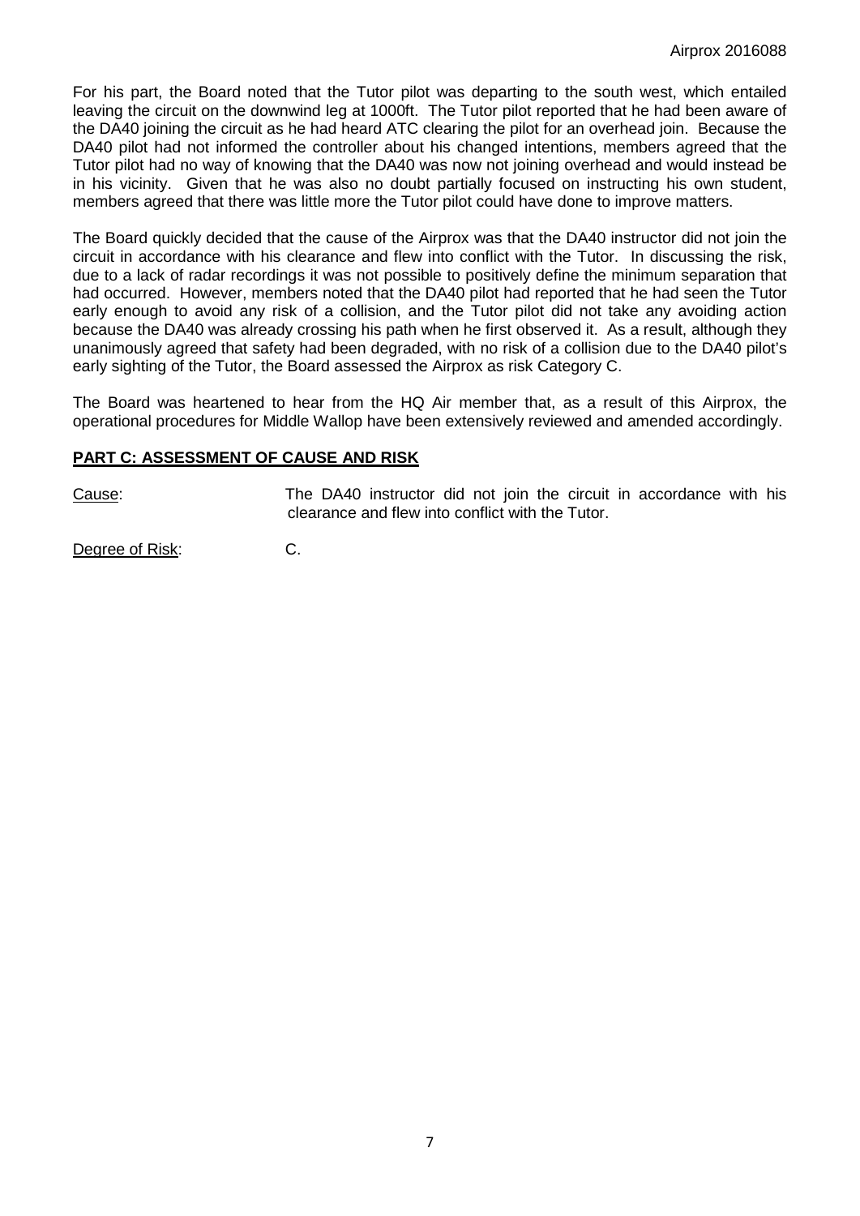For his part, the Board noted that the Tutor pilot was departing to the south west, which entailed leaving the circuit on the downwind leg at 1000ft. The Tutor pilot reported that he had been aware of the DA40 joining the circuit as he had heard ATC clearing the pilot for an overhead join. Because the DA40 pilot had not informed the controller about his changed intentions, members agreed that the Tutor pilot had no way of knowing that the DA40 was now not joining overhead and would instead be in his vicinity. Given that he was also no doubt partially focused on instructing his own student, members agreed that there was little more the Tutor pilot could have done to improve matters.

The Board quickly decided that the cause of the Airprox was that the DA40 instructor did not join the circuit in accordance with his clearance and flew into conflict with the Tutor. In discussing the risk, due to a lack of radar recordings it was not possible to positively define the minimum separation that had occurred. However, members noted that the DA40 pilot had reported that he had seen the Tutor early enough to avoid any risk of a collision, and the Tutor pilot did not take any avoiding action because the DA40 was already crossing his path when he first observed it. As a result, although they unanimously agreed that safety had been degraded, with no risk of a collision due to the DA40 pilot's early sighting of the Tutor, the Board assessed the Airprox as risk Category C.

The Board was heartened to hear from the HQ Air member that, as a result of this Airprox, the operational procedures for Middle Wallop have been extensively reviewed and amended accordingly.

## PART C: ASSESSMENT OF CAUSE AND RISK

Cause: The DA40 instructor did not join the circuit in accordance with his clearance and flew into conflict with the Tutor.

Degree of Risk: C.